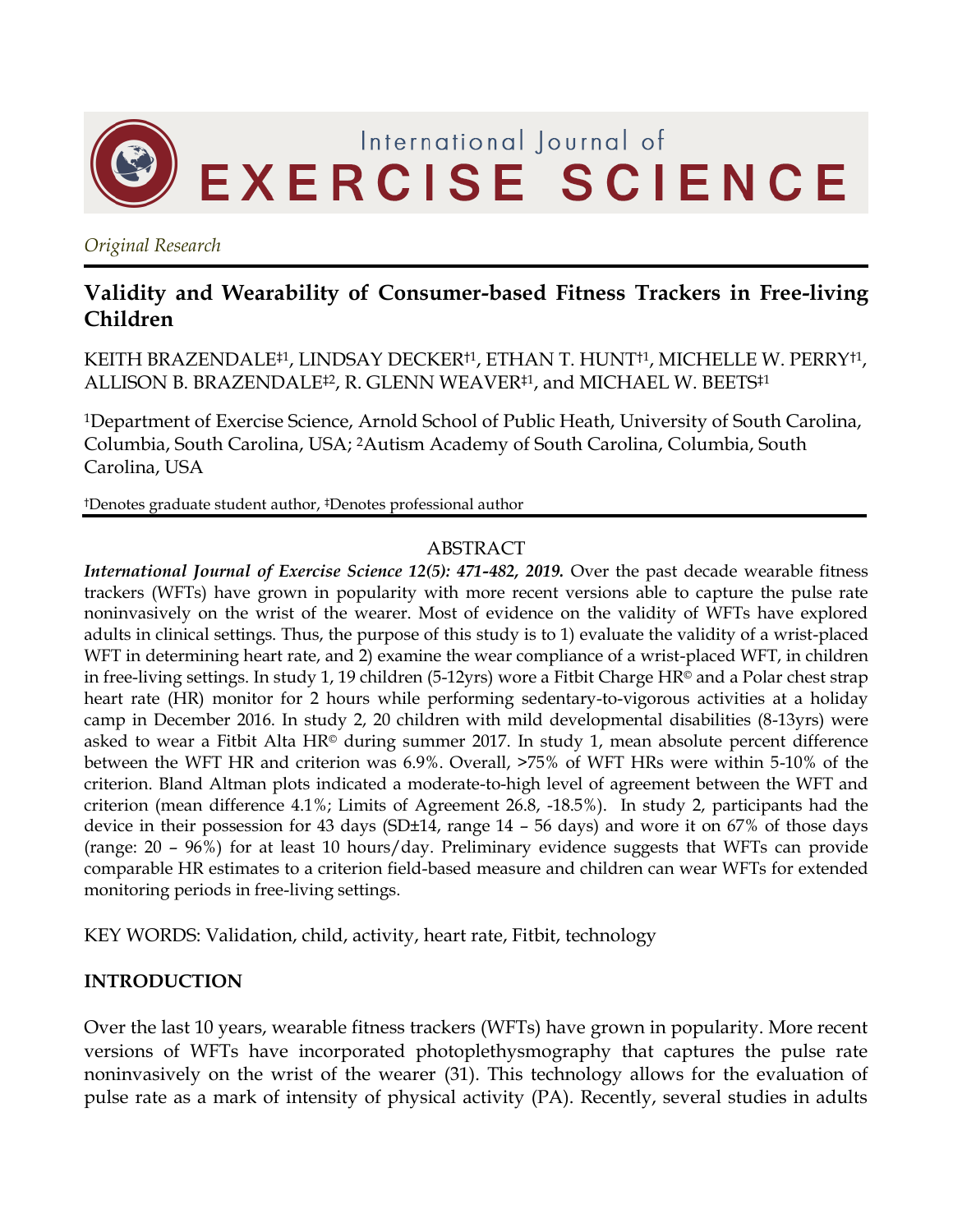*Original Research*

# Validity and Wearability of Consumer-based Fitness Trackers in Free-living Children

KEITH BRAZENDALE[‡1], LINDSAY DECKER[†1], ETHAN T. HUNT[†1], MICHELLE W. PERRY[†1], ALLISON B. BRAZENDALE[‡2], R. GLENN WEAVER[‡1], and MICHAEL W. BEETS[‡1]

[1]Department of Exercise Science, Arnold School of Public Heath, University of South Carolina, Columbia, South Carolina, USA; [2]Autism Academy of South Carolina, Columbia, South Carolina, USA

†Denotes graduate student author, ‡Denotes professional author

## ABSTRACT

***International Journal of Exercise Science 12(5): 471-482, 2019.*** Over the past decade wearable fitness trackers (WFTs) have grown in popularity with more recent versions able to capture the pulse rate noninvasively on the wrist of the wearer. Most of evidence on the validity of WFTs have explored adults in clinical settings. Thus, the purpose of this study is to 1) evaluate the validity of a wrist-placed WFT in determining heart rate, and 2) examine the wear compliance of a wrist-placed WFT, in children in free-living settings. In study 1, 19 children (5-12yrs) wore a Fitbit Charge HR© and a Polar chest strap heart rate (HR) monitor for 2 hours while performing sedentary-to-vigorous activities at a holiday camp in December 2016. In study 2, 20 children with mild developmental disabilities (8-13yrs) were asked to wear a Fitbit Alta HR© during summer 2017. In study 1, mean absolute percent difference between the WFT HR and criterion was 6.9%. Overall, >75% of WFT HRs were within 5-10% of the criterion. Bland Altman plots indicated a moderate-to-high level of agreement between the WFT and criterion (mean difference 4.1%; Limits of Agreement 26.8, -18.5%). In study 2, participants had the device in their possession for 43 days (SD±14, range 14 – 56 days) and wore it on 67% of those days (range: 20 – 96%) for at least 10 hours/day. Preliminary evidence suggests that WFTs can provide comparable HR estimates to a criterion field-based measure and children can wear WFTs for extended monitoring periods in free-living settings.

KEY WORDS: Validation, child, activity, heart rate, Fitbit, technology

## INTRODUCTION

Over the last 10 years, wearable fitness trackers (WFTs) have grown in popularity. More recent versions of WFTs have incorporated photoplethysmography that captures the pulse rate noninvasively on the wrist of the wearer (31). This technology allows for the evaluation of pulse rate as a mark of intensity of physical activity (PA). Recently, several studies in adults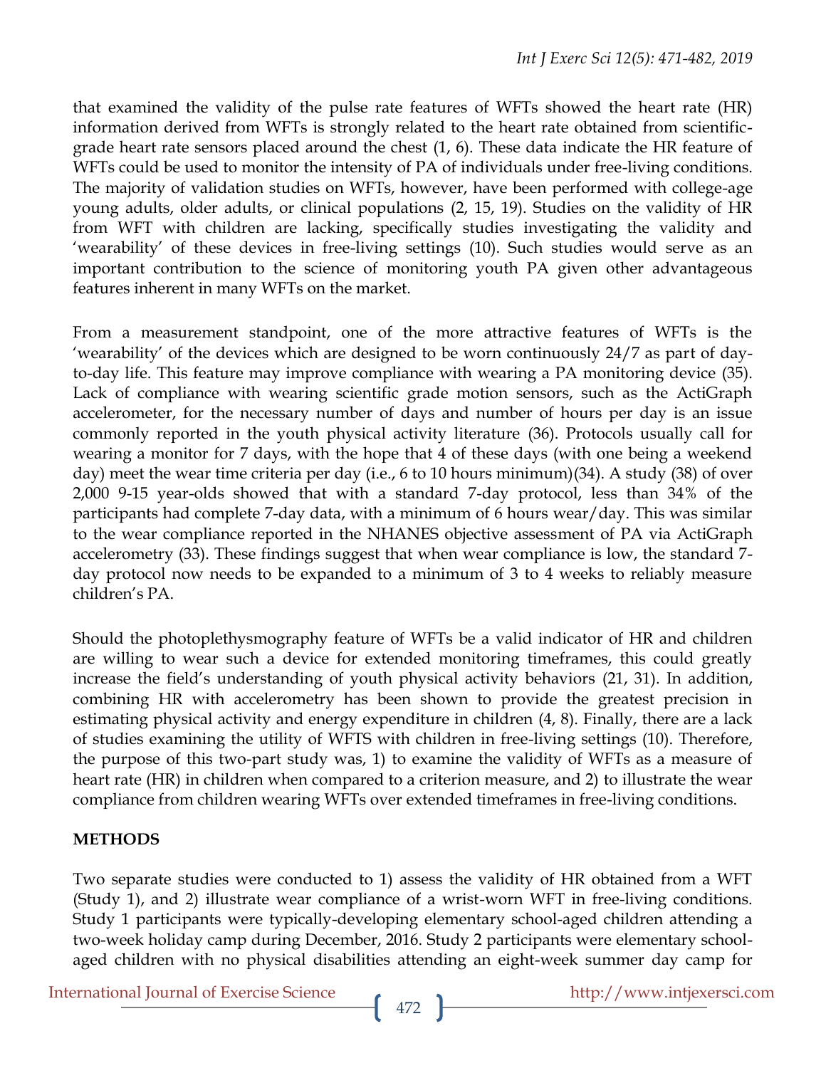that examined the validity of the pulse rate features of WFTs showed the heart rate (HR) information derived from WFTs is strongly related to the heart rate obtained from scientific-grade heart rate sensors placed around the chest (1, 6). These data indicate the HR feature of WFTs could be used to monitor the intensity of PA of individuals under free-living conditions. The majority of validation studies on WFTs, however, have been performed with college-age young adults, older adults, or clinical populations (2, 15, 19). Studies on the validity of HR from WFT with children are lacking, specifically studies investigating the validity and 'wearability' of these devices in free-living settings (10). Such studies would serve as an important contribution to the science of monitoring youth PA given other advantageous features inherent in many WFTs on the market.

From a measurement standpoint, one of the more attractive features of WFTs is the 'wearability' of the devices which are designed to be worn continuously 24/7 as part of day-to-day life. This feature may improve compliance with wearing a PA monitoring device (35). Lack of compliance with wearing scientific grade motion sensors, such as the ActiGraph accelerometer, for the necessary number of days and number of hours per day is an issue commonly reported in the youth physical activity literature (36). Protocols usually call for wearing a monitor for 7 days, with the hope that 4 of these days (with one being a weekend day) meet the wear time criteria per day (i.e., 6 to 10 hours minimum)(34). A study (38) of over 2,000 9-15 year-olds showed that with a standard 7-day protocol, less than 34% of the participants had complete 7-day data, with a minimum of 6 hours wear/day. This was similar to the wear compliance reported in the NHANES objective assessment of PA via ActiGraph accelerometry (33). These findings suggest that when wear compliance is low, the standard 7-day protocol now needs to be expanded to a minimum of 3 to 4 weeks to reliably measure children's PA.

Should the photoplethysmography feature of WFTs be a valid indicator of HR and children are willing to wear such a device for extended monitoring timeframes, this could greatly increase the field's understanding of youth physical activity behaviors (21, 31). In addition, combining HR with accelerometry has been shown to provide the greatest precision in estimating physical activity and energy expenditure in children (4, 8). Finally, there are a lack of studies examining the utility of WFTS with children in free-living settings (10). Therefore, the purpose of this two-part study was, 1) to examine the validity of WFTs as a measure of heart rate (HR) in children when compared to a criterion measure, and 2) to illustrate the wear compliance from children wearing WFTs over extended timeframes in free-living conditions.

## METHODS

Two separate studies were conducted to 1) assess the validity of HR obtained from a WFT (Study 1), and 2) illustrate wear compliance of a wrist-worn WFT in free-living conditions. Study 1 participants were typically-developing elementary school-aged children attending a two-week holiday camp during December, 2016. Study 2 participants were elementary school-aged children with no physical disabilities attending an eight-week summer day camp for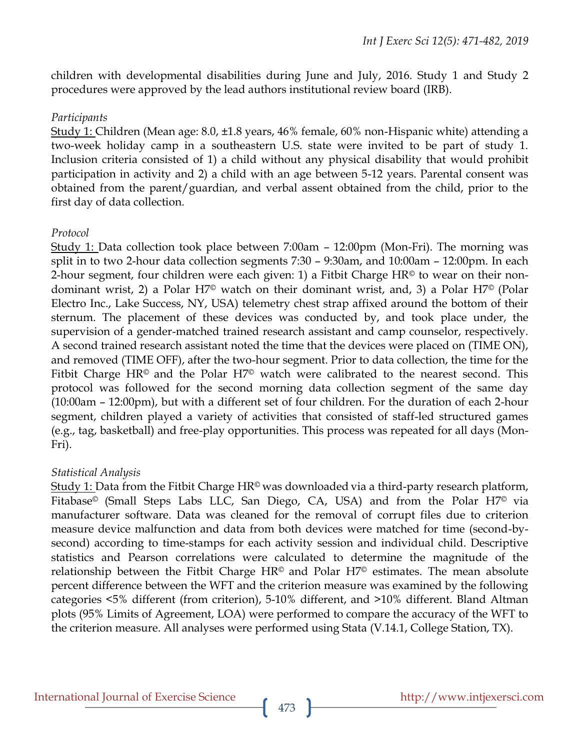children with developmental disabilities during June and July, 2016. Study 1 and Study 2 procedures were approved by the lead authors institutional review board (IRB).

*Participants*

Study 1: Children (Mean age: 8.0, ±1.8 years, 46% female, 60% non-Hispanic white) attending a two-week holiday camp in a southeastern U.S. state were invited to be part of study 1. Inclusion criteria consisted of 1) a child without any physical disability that would prohibit participation in activity and 2) a child with an age between 5-12 years. Parental consent was obtained from the parent/guardian, and verbal assent obtained from the child, prior to the first day of data collection.

*Protocol*

Study 1: Data collection took place between 7:00am – 12:00pm (Mon-Fri). The morning was split in to two 2-hour data collection segments 7:30 – 9:30am, and 10:00am – 12:00pm. In each 2-hour segment, four children were each given: 1) a Fitbit Charge HR© to wear on their non-dominant wrist, 2) a Polar H7© watch on their dominant wrist, and, 3) a Polar H7© (Polar Electro Inc., Lake Success, NY, USA) telemetry chest strap affixed around the bottom of their sternum. The placement of these devices was conducted by, and took place under, the supervision of a gender-matched trained research assistant and camp counselor, respectively. A second trained research assistant noted the time that the devices were placed on (TIME ON), and removed (TIME OFF), after the two-hour segment. Prior to data collection, the time for the Fitbit Charge HR© and the Polar H7© watch were calibrated to the nearest second. This protocol was followed for the second morning data collection segment of the same day (10:00am – 12:00pm), but with a different set of four children. For the duration of each 2-hour segment, children played a variety of activities that consisted of staff-led structured games (e.g., tag, basketball) and free-play opportunities. This process was repeated for all days (Mon-Fri).

*Statistical Analysis*

Study 1: Data from the Fitbit Charge HR© was downloaded via a third-party research platform, Fitabase© (Small Steps Labs LLC, San Diego, CA, USA) and from the Polar H7© via manufacturer software. Data was cleaned for the removal of corrupt files due to criterion measure device malfunction and data from both devices were matched for time (second-by-second) according to time-stamps for each activity session and individual child. Descriptive statistics and Pearson correlations were calculated to determine the magnitude of the relationship between the Fitbit Charge HR© and Polar H7© estimates. The mean absolute percent difference between the WFT and the criterion measure was examined by the following categories <5% different (from criterion), 5-10% different, and >10% different. Bland Altman plots (95% Limits of Agreement, LOA) were performed to compare the accuracy of the WFT to the criterion measure. All analyses were performed using Stata (V.14.1, College Station, TX).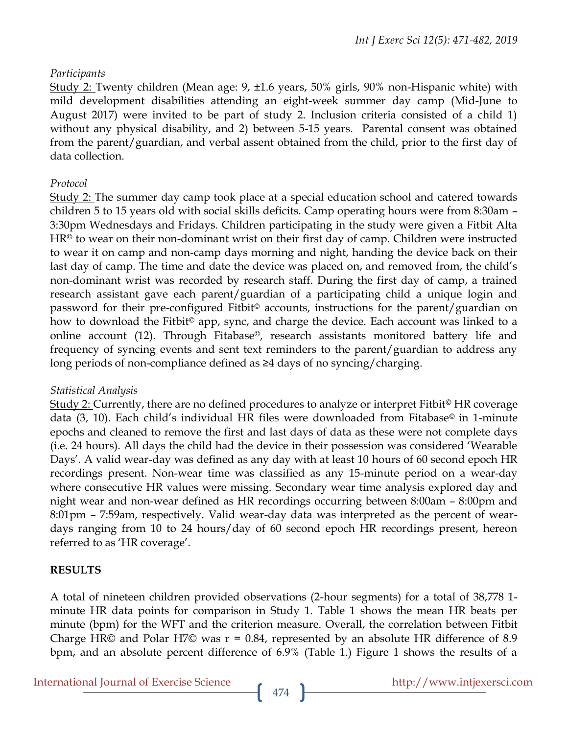*Participants*

Study 2: Twenty children (Mean age: 9, ±1.6 years, 50% girls, 90% non-Hispanic white) with mild development disabilities attending an eight-week summer day camp (Mid-June to August 2017) were invited to be part of study 2. Inclusion criteria consisted of a child 1) without any physical disability, and 2) between 5-15 years. Parental consent was obtained from the parent/guardian, and verbal assent obtained from the child, prior to the first day of data collection.

*Protocol*

Study 2: The summer day camp took place at a special education school and catered towards children 5 to 15 years old with social skills deficits. Camp operating hours were from 8:30am – 3:30pm Wednesdays and Fridays. Children participating in the study were given a Fitbit Alta HR© to wear on their non-dominant wrist on their first day of camp. Children were instructed to wear it on camp and non-camp days morning and night, handing the device back on their last day of camp. The time and date the device was placed on, and removed from, the child's non-dominant wrist was recorded by research staff. During the first day of camp, a trained research assistant gave each parent/guardian of a participating child a unique login and password for their pre-configured Fitbit© accounts, instructions for the parent/guardian on how to download the Fitbit© app, sync, and charge the device. Each account was linked to a online account (12). Through Fitabase©, research assistants monitored battery life and frequency of syncing events and sent text reminders to the parent/guardian to address any long periods of non-compliance defined as ≥4 days of no syncing/charging.

*Statistical Analysis*

Study 2: Currently, there are no defined procedures to analyze or interpret Fitbit© HR coverage data (3, 10). Each child's individual HR files were downloaded from Fitabase© in 1-minute epochs and cleaned to remove the first and last days of data as these were not complete days (i.e. 24 hours). All days the child had the device in their possession was considered 'Wearable Days'. A valid wear-day was defined as any day with at least 10 hours of 60 second epoch HR recordings present. Non-wear time was classified as any 15-minute period on a wear-day where consecutive HR values were missing. Secondary wear time analysis explored day and night wear and non-wear defined as HR recordings occurring between 8:00am – 8:00pm and 8:01pm – 7:59am, respectively. Valid wear-day data was interpreted as the percent of wear-days ranging from 10 to 24 hours/day of 60 second epoch HR recordings present, hereon referred to as 'HR coverage'.

## RESULTS

A total of nineteen children provided observations (2-hour segments) for a total of 38,778 1-minute HR data points for comparison in Study 1. Table 1 shows the mean HR beats per minute (bpm) for the WFT and the criterion measure. Overall, the correlation between Fitbit Charge HR© and Polar H7© was $r = 0.84$, represented by an absolute HR difference of 8.9 bpm, and an absolute percent difference of 6.9% (Table 1.) Figure 1 shows the results of a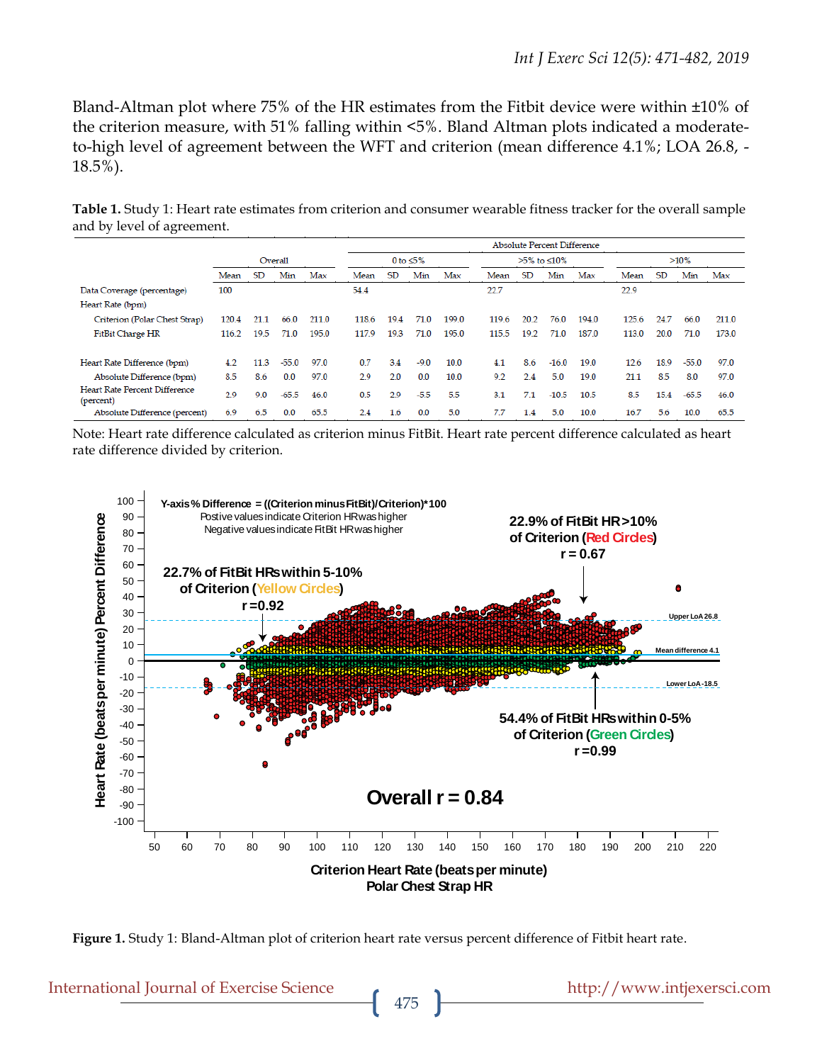Bland-Altman plot where 75% of the HR estimates from the Fitbit device were within ±10% of the criterion measure, with 51% falling within <5%. Bland Altman plots indicated a moderate-to-high level of agreement between the WFT and criterion (mean difference 4.1%; LOA 26.8, -18.5%).

**Table 1.** Study 1: Heart rate estimates from criterion and consumer wearable fitness tracker for the overall sample and by level of agreement.

| | Overall | | | | Absolute Percent Difference | | | | | | | | | | | |
|---|---|---|---|---|---|---|---|---|---|---|---|---|---|---|---|---|
| | | | | | 0 to ≤5% | | | | >5% to ≤10% | | | | >10% | | | |
| | Mean | SD | Min | Max | Mean | SD | Min | Max | Mean | SD | Min | Max | Mean | SD | Min | Max |
| Data Coverage (percentage) | 100 | | | | 54.4 | | | | 22.7 | | | | 22.9 | | | |
| Heart Rate (bpm) | | | | | | | | | | | | | | | | |
| Criterion (Polar Chest Strap) | 120.4 | 21.1 | 66.0 | 211.0 | 118.6 | 19.4 | 71.0 | 199.0 | 119.6 | 20.2 | 76.0 | 194.0 | 125.6 | 24.7 | 66.0 | 211.0 |
| FitBit Charge HR | 116.2 | 19.5 | 71.0 | 195.0 | 117.9 | 19.3 | 71.0 | 195.0 | 115.5 | 19.2 | 71.0 | 187.0 | 113.0 | 20.0 | 71.0 | 173.0 |
| Heart Rate Difference (bpm) | 4.2 | 11.3 | -55.0 | 97.0 | 0.7 | 3.4 | -9.0 | 10.0 | 4.1 | 8.6 | -16.0 | 19.0 | 12.6 | 18.9 | -55.0 | 97.0 |
| Absolute Difference (bpm) | 8.5 | 8.6 | 0.0 | 97.0 | 2.9 | 2.0 | 0.0 | 10.0 | 9.2 | 2.4 | 5.0 | 19.0 | 21.1 | 8.5 | 8.0 | 97.0 |
| Heart Rate Percent Difference (percent) | 2.9 | 9.0 | -65.5 | 46.0 | 0.5 | 2.9 | -5.5 | 5.5 | 3.1 | 7.1 | -10.5 | 10.5 | 8.5 | 15.4 | -65.5 | 46.0 |
| Absolute Difference (percent) | 6.9 | 6.5 | 0.0 | 65.5 | 2.4 | 1.6 | 0.0 | 5.0 | 7.7 | 1.4 | 5.0 | 10.0 | 16.7 | 5.6 | 10.0 | 65.5 |

Note: Heart rate difference calculated as criterion minus FitBit. Heart rate percent difference calculated as heart rate difference divided by criterion.

**Figure 1.** Study 1: Bland-Altman plot of criterion heart rate versus percent difference of Fitbit heart rate.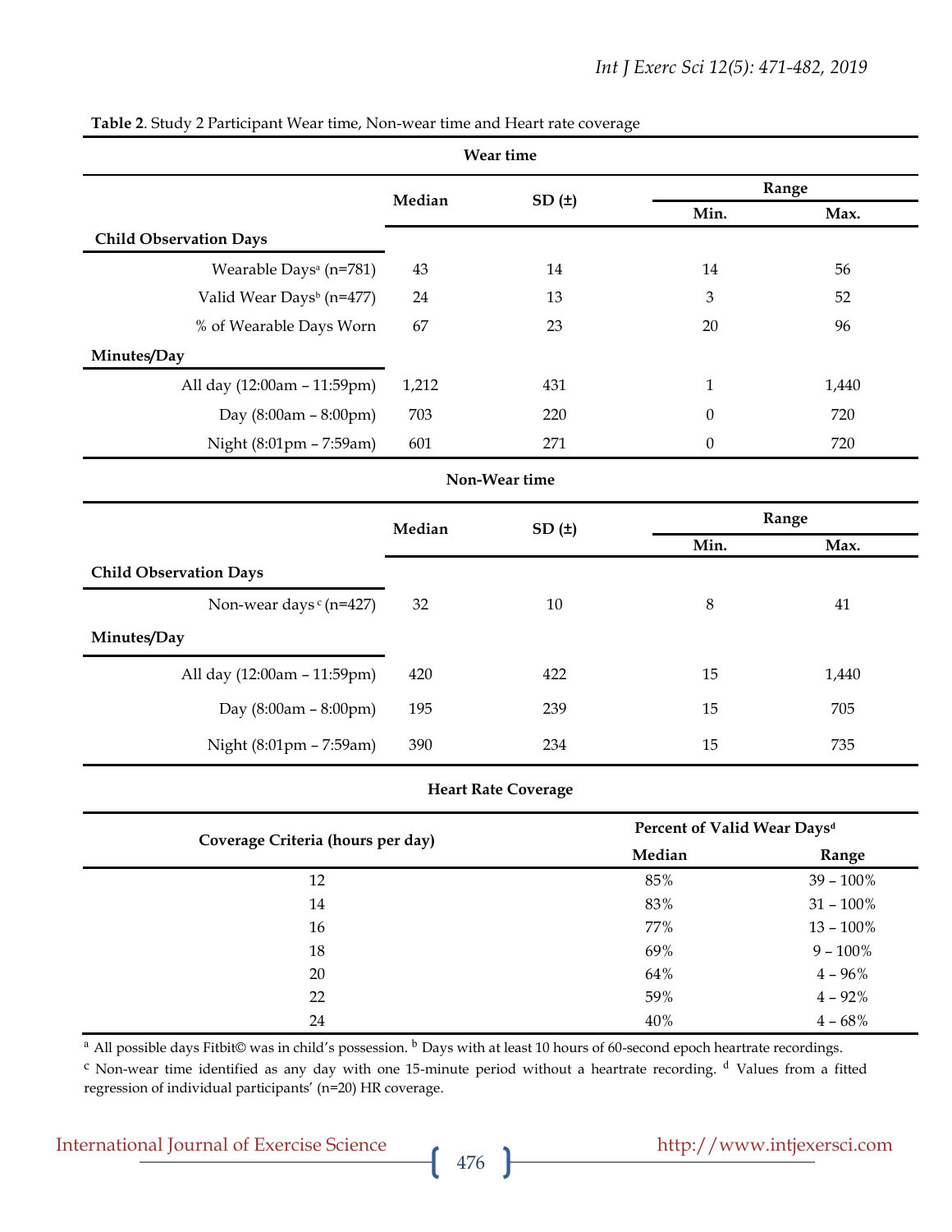**Table 2**. Study 2 Participant Wear time, Non-wear time and Heart rate coverage

| Wear time | | | | |
|---|---|---|---|---|
| | Median | SD (±) | Range | |
| | | | Min. | Max. |
| **Child Observation Days** | | | | |
| Wearable Days[a] (n=781) | 43 | 14 | 14 | 56 |
| Valid Wear Days[b] (n=477) | 24 | 13 | 3 | 52 |
| % of Wearable Days Worn | 67 | 23 | 20 | 96 |
| **Minutes/Day** | | | | |
| All day (12:00am – 11:59pm) | 1,212 | 431 | 1 | 1,440 |
| Day (8:00am – 8:00pm) | 703 | 220 | 0 | 720 |
| Night (8:01pm – 7:59am) | 601 | 271 | 0 | 720 |

| Non-Wear time | | | | |
|---|---|---|---|---|
| | Median | SD (±) | Range | |
| | | | Min. | Max. |
| **Child Observation Days** | | | | |
| Non-wear days[c] (n=427) | 32 | 10 | 8 | 41 |
| **Minutes/Day** | | | | |
| All day (12:00am – 11:59pm) | 420 | 422 | 15 | 1,440 |
| Day (8:00am – 8:00pm) | 195 | 239 | 15 | 705 |
| Night (8:01pm – 7:59am) | 390 | 234 | 15 | 735 |

| Heart Rate Coverage | | |
|---|---|---|
| Coverage Criteria (hours per day) | Percent of Valid Wear Days[d] | |
| | Median | Range |
| 12 | 85% | 39 – 100% |
| 14 | 83% | 31 – 100% |
| 16 | 77% | 13 – 100% |
| 18 | 69% | 9 – 100% |
| 20 | 64% | 4 – 96% |
| 22 | 59% | 4 – 92% |
| 24 | 40% | 4 – 68% |

[a] All possible days Fitbit© was in child's possession. [b] Days with at least 10 hours of 60-second epoch heartrate recordings.
[c] Non-wear time identified as any day with one 15-minute period without a heartrate recording. [d] Values from a fitted regression of individual participants' (n=20) HR coverage.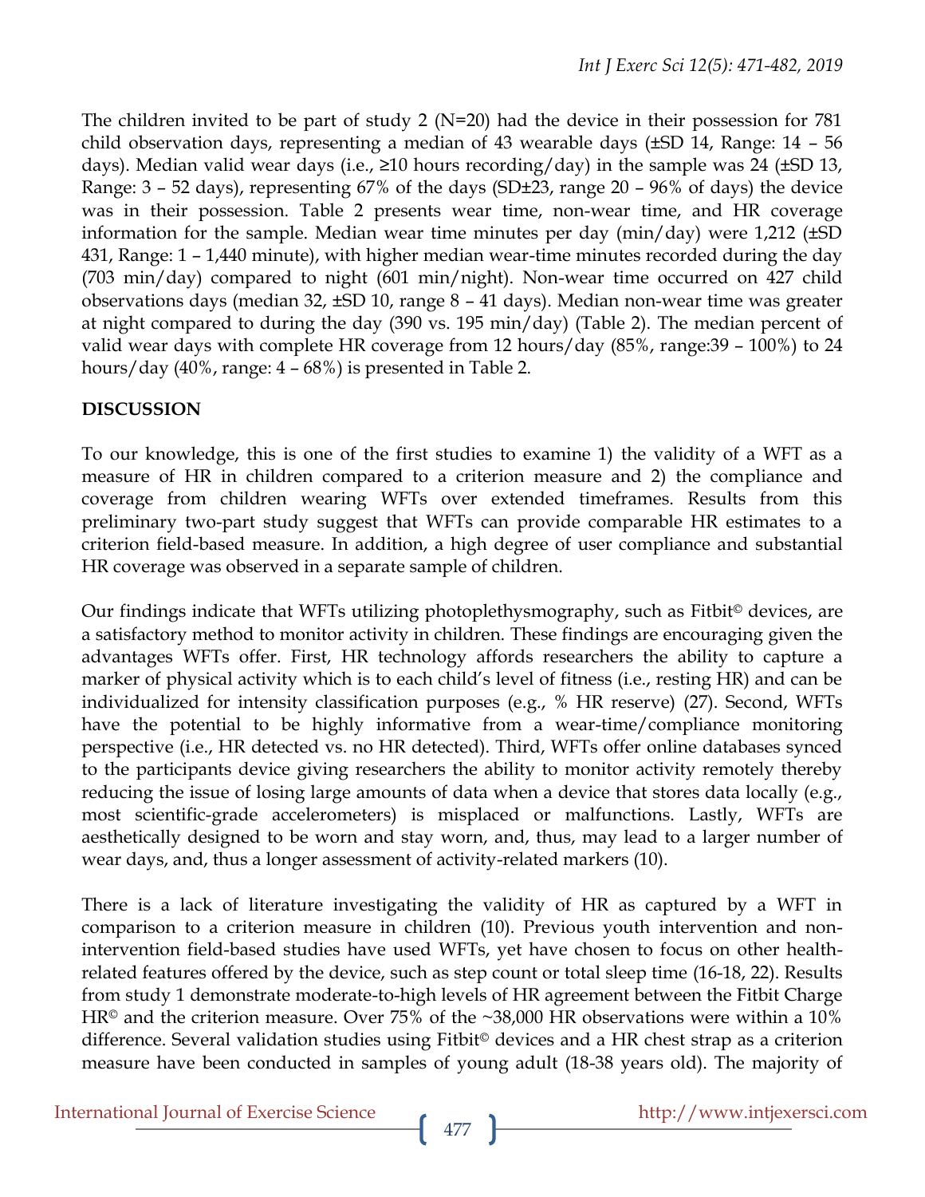The children invited to be part of study 2 (N=20) had the device in their possession for 781 child observation days, representing a median of 43 wearable days (±SD 14, Range: 14 – 56 days). Median valid wear days (i.e., ≥10 hours recording/day) in the sample was 24 (±SD 13, Range: 3 – 52 days), representing 67% of the days (SD±23, range 20 – 96% of days) the device was in their possession. Table 2 presents wear time, non-wear time, and HR coverage information for the sample. Median wear time minutes per day (min/day) were 1,212 (±SD 431, Range: 1 – 1,440 minute), with higher median wear-time minutes recorded during the day (703 min/day) compared to night (601 min/night). Non-wear time occurred on 427 child observations days (median 32, ±SD 10, range 8 – 41 days). Median non-wear time was greater at night compared to during the day (390 vs. 195 min/day) (Table 2). The median percent of valid wear days with complete HR coverage from 12 hours/day (85%, range:39 – 100%) to 24 hours/day (40%, range: 4 – 68%) is presented in Table 2.

## DISCUSSION

To our knowledge, this is one of the first studies to examine 1) the validity of a WFT as a measure of HR in children compared to a criterion measure and 2) the compliance and coverage from children wearing WFTs over extended timeframes. Results from this preliminary two-part study suggest that WFTs can provide comparable HR estimates to a criterion field-based measure. In addition, a high degree of user compliance and substantial HR coverage was observed in a separate sample of children.

Our findings indicate that WFTs utilizing photoplethysmography, such as Fitbit© devices, are a satisfactory method to monitor activity in children. These findings are encouraging given the advantages WFTs offer. First, HR technology affords researchers the ability to capture a marker of physical activity which is to each child's level of fitness (i.e., resting HR) and can be individualized for intensity classification purposes (e.g., % HR reserve) (27). Second, WFTs have the potential to be highly informative from a wear-time/compliance monitoring perspective (i.e., HR detected vs. no HR detected). Third, WFTs offer online databases synced to the participants device giving researchers the ability to monitor activity remotely thereby reducing the issue of losing large amounts of data when a device that stores data locally (e.g., most scientific-grade accelerometers) is misplaced or malfunctions. Lastly, WFTs are aesthetically designed to be worn and stay worn, and, thus, may lead to a larger number of wear days, and, thus a longer assessment of activity-related markers (10).

There is a lack of literature investigating the validity of HR as captured by a WFT in comparison to a criterion measure in children (10). Previous youth intervention and non-intervention field-based studies have used WFTs, yet have chosen to focus on other health-related features offered by the device, such as step count or total sleep time (16-18, 22). Results from study 1 demonstrate moderate-to-high levels of HR agreement between the Fitbit Charge HR© and the criterion measure. Over 75% of the ~38,000 HR observations were within a 10% difference. Several validation studies using Fitbit© devices and a HR chest strap as a criterion measure have been conducted in samples of young adult (18-38 years old). The majority of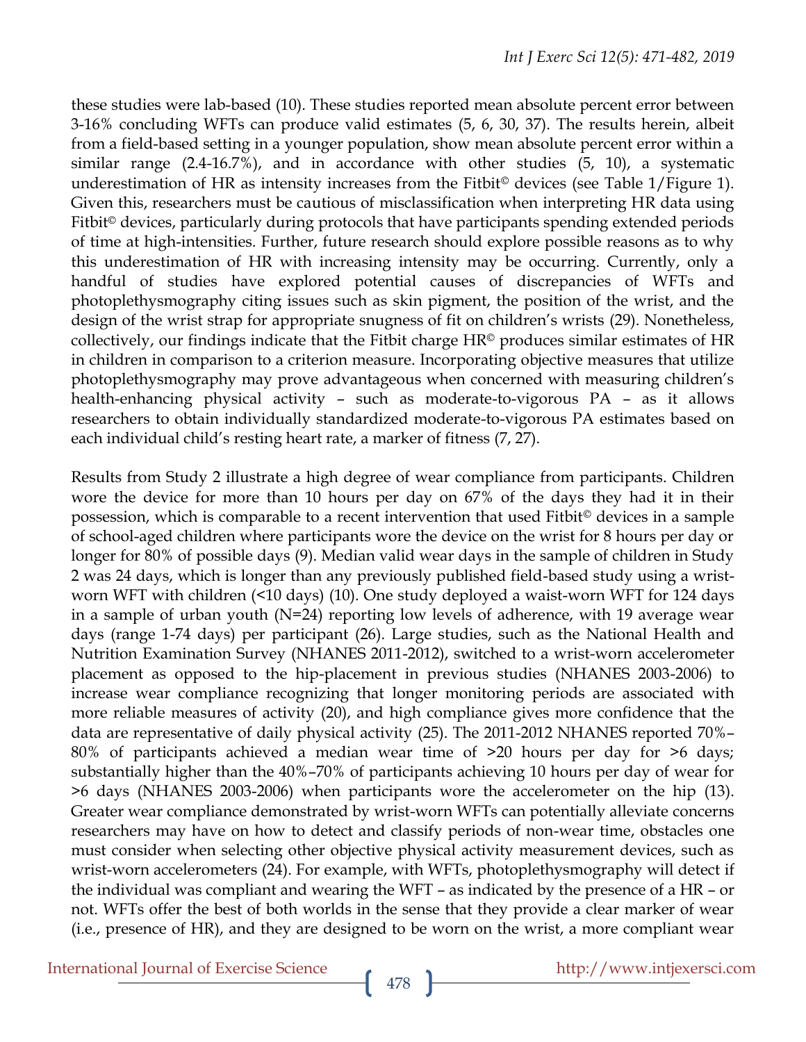these studies were lab-based (10). These studies reported mean absolute percent error between 3-16% concluding WFTs can produce valid estimates (5, 6, 30, 37). The results herein, albeit from a field-based setting in a younger population, show mean absolute percent error within a similar range (2.4-16.7%), and in accordance with other studies (5, 10), a systematic underestimation of HR as intensity increases from the Fitbit© devices (see Table 1/Figure 1). Given this, researchers must be cautious of misclassification when interpreting HR data using Fitbit© devices, particularly during protocols that have participants spending extended periods of time at high-intensities. Further, future research should explore possible reasons as to why this underestimation of HR with increasing intensity may be occurring. Currently, only a handful of studies have explored potential causes of discrepancies of WFTs and photoplethysmography citing issues such as skin pigment, the position of the wrist, and the design of the wrist strap for appropriate snugness of fit on children's wrists (29). Nonetheless, collectively, our findings indicate that the Fitbit charge HR© produces similar estimates of HR in children in comparison to a criterion measure. Incorporating objective measures that utilize photoplethysmography may prove advantageous when concerned with measuring children's health-enhancing physical activity – such as moderate-to-vigorous PA – as it allows researchers to obtain individually standardized moderate-to-vigorous PA estimates based on each individual child's resting heart rate, a marker of fitness (7, 27).

Results from Study 2 illustrate a high degree of wear compliance from participants. Children wore the device for more than 10 hours per day on 67% of the days they had it in their possession, which is comparable to a recent intervention that used Fitbit© devices in a sample of school-aged children where participants wore the device on the wrist for 8 hours per day or longer for 80% of possible days (9). Median valid wear days in the sample of children in Study 2 was 24 days, which is longer than any previously published field-based study using a wrist-worn WFT with children (<10 days) (10). One study deployed a waist-worn WFT for 124 days in a sample of urban youth (N=24) reporting low levels of adherence, with 19 average wear days (range 1-74 days) per participant (26). Large studies, such as the National Health and Nutrition Examination Survey (NHANES 2011-2012), switched to a wrist-worn accelerometer placement as opposed to the hip-placement in previous studies (NHANES 2003-2006) to increase wear compliance recognizing that longer monitoring periods are associated with more reliable measures of activity (20), and high compliance gives more confidence that the data are representative of daily physical activity (25). The 2011-2012 NHANES reported 70%–80% of participants achieved a median wear time of >20 hours per day for >6 days; substantially higher than the 40%–70% of participants achieving 10 hours per day of wear for >6 days (NHANES 2003-2006) when participants wore the accelerometer on the hip (13). Greater wear compliance demonstrated by wrist-worn WFTs can potentially alleviate concerns researchers may have on how to detect and classify periods of non-wear time, obstacles one must consider when selecting other objective physical activity measurement devices, such as wrist-worn accelerometers (24). For example, with WFTs, photoplethysmography will detect if the individual was compliant and wearing the WFT – as indicated by the presence of a HR – or not. WFTs offer the best of both worlds in the sense that they provide a clear marker of wear (i.e., presence of HR), and they are designed to be worn on the wrist, a more compliant wear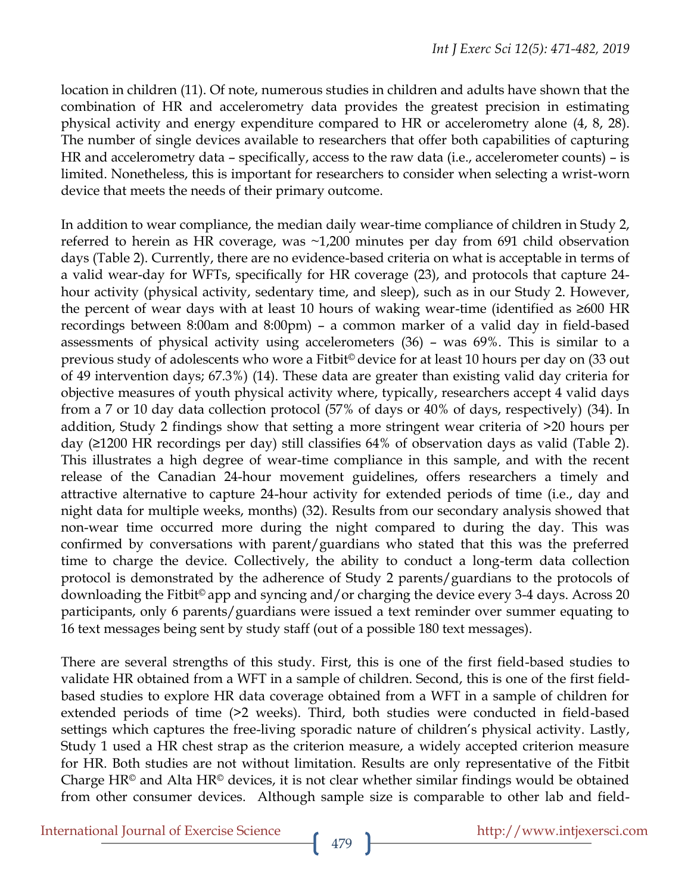location in children (11). Of note, numerous studies in children and adults have shown that the combination of HR and accelerometry data provides the greatest precision in estimating physical activity and energy expenditure compared to HR or accelerometry alone (4, 8, 28). The number of single devices available to researchers that offer both capabilities of capturing HR and accelerometry data – specifically, access to the raw data (i.e., accelerometer counts) – is limited. Nonetheless, this is important for researchers to consider when selecting a wrist-worn device that meets the needs of their primary outcome.

In addition to wear compliance, the median daily wear-time compliance of children in Study 2, referred to herein as HR coverage, was ~1,200 minutes per day from 691 child observation days (Table 2). Currently, there are no evidence-based criteria on what is acceptable in terms of a valid wear-day for WFTs, specifically for HR coverage (23), and protocols that capture 24-hour activity (physical activity, sedentary time, and sleep), such as in our Study 2. However, the percent of wear days with at least 10 hours of waking wear-time (identified as ≥600 HR recordings between 8:00am and 8:00pm) – a common marker of a valid day in field-based assessments of physical activity using accelerometers (36) – was 69%. This is similar to a previous study of adolescents who wore a Fitbit© device for at least 10 hours per day on (33 out of 49 intervention days; 67.3%) (14). These data are greater than existing valid day criteria for objective measures of youth physical activity where, typically, researchers accept 4 valid days from a 7 or 10 day data collection protocol (57% of days or 40% of days, respectively) (34). In addition, Study 2 findings show that setting a more stringent wear criteria of >20 hours per day (≥1200 HR recordings per day) still classifies 64% of observation days as valid (Table 2). This illustrates a high degree of wear-time compliance in this sample, and with the recent release of the Canadian 24-hour movement guidelines, offers researchers a timely and attractive alternative to capture 24-hour activity for extended periods of time (i.e., day and night data for multiple weeks, months) (32). Results from our secondary analysis showed that non-wear time occurred more during the night compared to during the day. This was confirmed by conversations with parent/guardians who stated that this was the preferred time to charge the device. Collectively, the ability to conduct a long-term data collection protocol is demonstrated by the adherence of Study 2 parents/guardians to the protocols of downloading the Fitbit© app and syncing and/or charging the device every 3-4 days. Across 20 participants, only 6 parents/guardians were issued a text reminder over summer equating to 16 text messages being sent by study staff (out of a possible 180 text messages).

There are several strengths of this study. First, this is one of the first field-based studies to validate HR obtained from a WFT in a sample of children. Second, this is one of the first field-based studies to explore HR data coverage obtained from a WFT in a sample of children for extended periods of time (>2 weeks). Third, both studies were conducted in field-based settings which captures the free-living sporadic nature of children's physical activity. Lastly, Study 1 used a HR chest strap as the criterion measure, a widely accepted criterion measure for HR. Both studies are not without limitation. Results are only representative of the Fitbit Charge HR© and Alta HR© devices, it is not clear whether similar findings would be obtained from other consumer devices. Although sample size is comparable to other lab and field-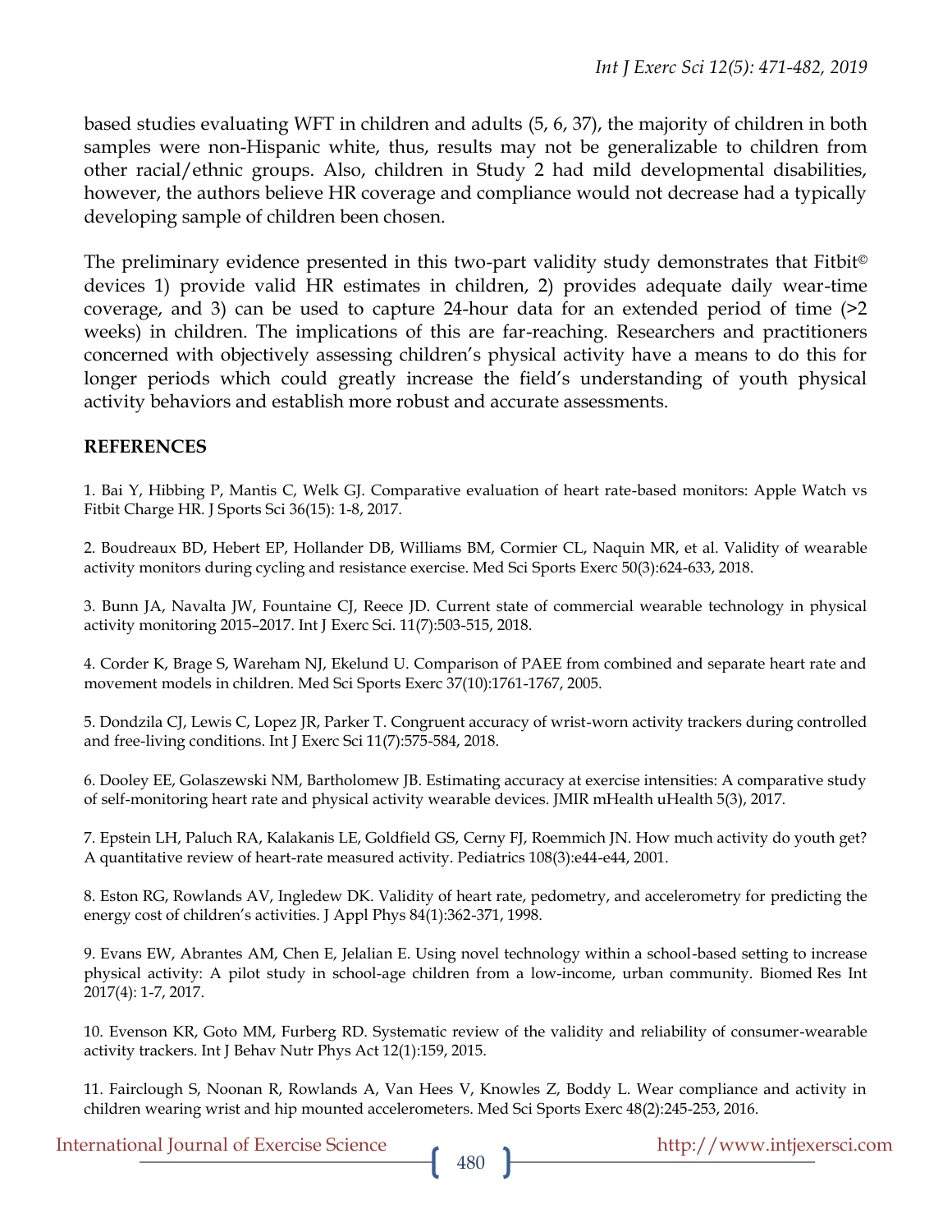based studies evaluating WFT in children and adults (5, 6, 37), the majority of children in both samples were non-Hispanic white, thus, results may not be generalizable to children from other racial/ethnic groups. Also, children in Study 2 had mild developmental disabilities, however, the authors believe HR coverage and compliance would not decrease had a typically developing sample of children been chosen.

The preliminary evidence presented in this two-part validity study demonstrates that Fitbit© devices 1) provide valid HR estimates in children, 2) provides adequate daily wear-time coverage, and 3) can be used to capture 24-hour data for an extended period of time (>2 weeks) in children. The implications of this are far-reaching. Researchers and practitioners concerned with objectively assessing children's physical activity have a means to do this for longer periods which could greatly increase the field's understanding of youth physical activity behaviors and establish more robust and accurate assessments.

## REFERENCES

1. Bai Y, Hibbing P, Mantis C, Welk GJ. Comparative evaluation of heart rate-based monitors: Apple Watch vs Fitbit Charge HR. J Sports Sci 36(15): 1-8, 2017.

2. Boudreaux BD, Hebert EP, Hollander DB, Williams BM, Cormier CL, Naquin MR, et al. Validity of wearable activity monitors during cycling and resistance exercise. Med Sci Sports Exerc 50(3):624-633, 2018.

3. Bunn JA, Navalta JW, Fountaine CJ, Reece JD. Current state of commercial wearable technology in physical activity monitoring 2015–2017. Int J Exerc Sci. 11(7):503-515, 2018.

4. Corder K, Brage S, Wareham NJ, Ekelund U. Comparison of PAEE from combined and separate heart rate and movement models in children. Med Sci Sports Exerc 37(10):1761-1767, 2005.

5. Dondzila CJ, Lewis C, Lopez JR, Parker T. Congruent accuracy of wrist-worn activity trackers during controlled and free-living conditions. Int J Exerc Sci 11(7):575-584, 2018.

6. Dooley EE, Golaszewski NM, Bartholomew JB. Estimating accuracy at exercise intensities: A comparative study of self-monitoring heart rate and physical activity wearable devices. JMIR mHealth uHealth 5(3), 2017.

7. Epstein LH, Paluch RA, Kalakanis LE, Goldfield GS, Cerny FJ, Roemmich JN. How much activity do youth get? A quantitative review of heart-rate measured activity. Pediatrics 108(3):e44-e44, 2001.

8. Eston RG, Rowlands AV, Ingledew DK. Validity of heart rate, pedometry, and accelerometry for predicting the energy cost of children's activities. J Appl Phys 84(1):362-371, 1998.

9. Evans EW, Abrantes AM, Chen E, Jelalian E. Using novel technology within a school-based setting to increase physical activity: A pilot study in school-age children from a low-income, urban community. Biomed Res Int 2017(4): 1-7, 2017.

10. Evenson KR, Goto MM, Furberg RD. Systematic review of the validity and reliability of consumer-wearable activity trackers. Int J Behav Nutr Phys Act 12(1):159, 2015.

11. Fairclough S, Noonan R, Rowlands A, Van Hees V, Knowles Z, Boddy L. Wear compliance and activity in children wearing wrist and hip mounted accelerometers. Med Sci Sports Exerc 48(2):245-253, 2016.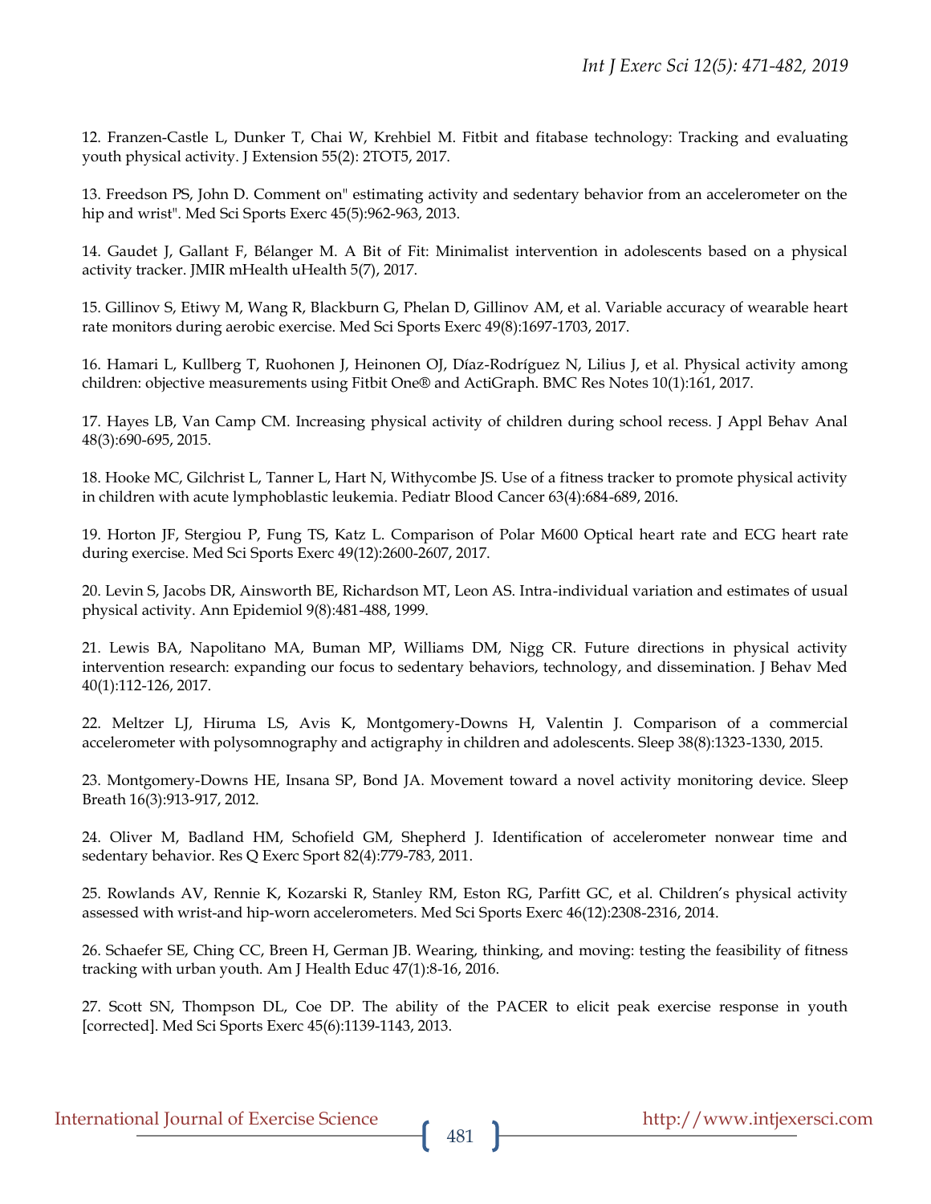12. Franzen-Castle L, Dunker T, Chai W, Krehbiel M. Fitbit and fitabase technology: Tracking and evaluating youth physical activity. J Extension 55(2): 2TOT5, 2017.

13. Freedson PS, John D. Comment on" estimating activity and sedentary behavior from an accelerometer on the hip and wrist". Med Sci Sports Exerc 45(5):962-963, 2013.

14. Gaudet J, Gallant F, Bélanger M. A Bit of Fit: Minimalist intervention in adolescents based on a physical activity tracker. JMIR mHealth uHealth 5(7), 2017.

15. Gillinov S, Etiwy M, Wang R, Blackburn G, Phelan D, Gillinov AM, et al. Variable accuracy of wearable heart rate monitors during aerobic exercise. Med Sci Sports Exerc 49(8):1697-1703, 2017.

16. Hamari L, Kullberg T, Ruohonen J, Heinonen OJ, Díaz-Rodríguez N, Lilius J, et al. Physical activity among children: objective measurements using Fitbit One® and ActiGraph. BMC Res Notes 10(1):161, 2017.

17. Hayes LB, Van Camp CM. Increasing physical activity of children during school recess. J Appl Behav Anal 48(3):690-695, 2015.

18. Hooke MC, Gilchrist L, Tanner L, Hart N, Withycombe JS. Use of a fitness tracker to promote physical activity in children with acute lymphoblastic leukemia. Pediatr Blood Cancer 63(4):684-689, 2016.

19. Horton JF, Stergiou P, Fung TS, Katz L. Comparison of Polar M600 Optical heart rate and ECG heart rate during exercise. Med Sci Sports Exerc 49(12):2600-2607, 2017.

20. Levin S, Jacobs DR, Ainsworth BE, Richardson MT, Leon AS. Intra-individual variation and estimates of usual physical activity. Ann Epidemiol 9(8):481-488, 1999.

21. Lewis BA, Napolitano MA, Buman MP, Williams DM, Nigg CR. Future directions in physical activity intervention research: expanding our focus to sedentary behaviors, technology, and dissemination. J Behav Med 40(1):112-126, 2017.

22. Meltzer LJ, Hiruma LS, Avis K, Montgomery-Downs H, Valentin J. Comparison of a commercial accelerometer with polysomnography and actigraphy in children and adolescents. Sleep 38(8):1323-1330, 2015.

23. Montgomery-Downs HE, Insana SP, Bond JA. Movement toward a novel activity monitoring device. Sleep Breath 16(3):913-917, 2012.

24. Oliver M, Badland HM, Schofield GM, Shepherd J. Identification of accelerometer nonwear time and sedentary behavior. Res Q Exerc Sport 82(4):779-783, 2011.

25. Rowlands AV, Rennie K, Kozarski R, Stanley RM, Eston RG, Parfitt GC, et al. Children's physical activity assessed with wrist-and hip-worn accelerometers. Med Sci Sports Exerc 46(12):2308-2316, 2014.

26. Schaefer SE, Ching CC, Breen H, German JB. Wearing, thinking, and moving: testing the feasibility of fitness tracking with urban youth. Am J Health Educ 47(1):8-16, 2016.

27. Scott SN, Thompson DL, Coe DP. The ability of the PACER to elicit peak exercise response in youth [corrected]. Med Sci Sports Exerc 45(6):1139-1143, 2013.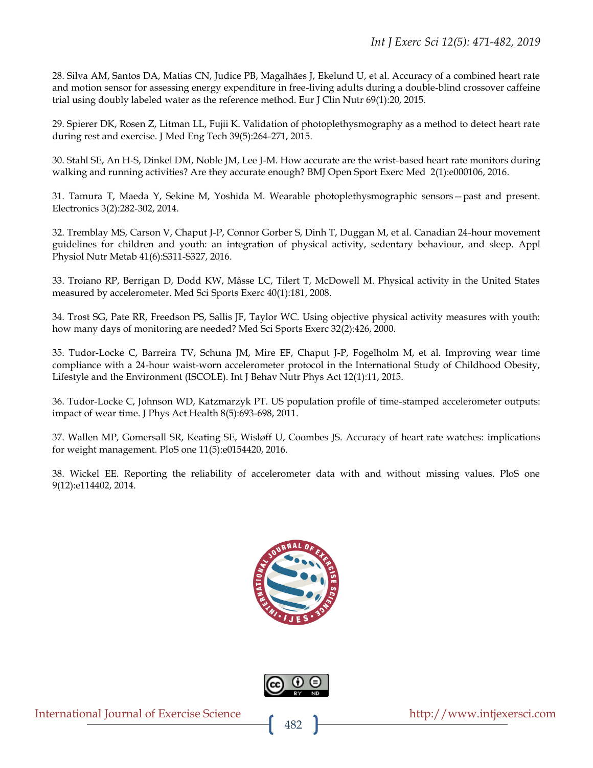28. Silva AM, Santos DA, Matias CN, Judice PB, Magalhães J, Ekelund U, et al. Accuracy of a combined heart rate and motion sensor for assessing energy expenditure in free-living adults during a double-blind crossover caffeine trial using doubly labeled water as the reference method. Eur J Clin Nutr 69(1):20, 2015.

29. Spierer DK, Rosen Z, Litman LL, Fujii K. Validation of photoplethysmography as a method to detect heart rate during rest and exercise. J Med Eng Tech 39(5):264-271, 2015.

30. Stahl SE, An H-S, Dinkel DM, Noble JM, Lee J-M. How accurate are the wrist-based heart rate monitors during walking and running activities? Are they accurate enough? BMJ Open Sport Exerc Med 2(1):e000106, 2016.

31. Tamura T, Maeda Y, Sekine M, Yoshida M. Wearable photoplethysmographic sensors—past and present. Electronics 3(2):282-302, 2014.

32. Tremblay MS, Carson V, Chaput J-P, Connor Gorber S, Dinh T, Duggan M, et al. Canadian 24-hour movement guidelines for children and youth: an integration of physical activity, sedentary behaviour, and sleep. Appl Physiol Nutr Metab 41(6):S311-S327, 2016.

33. Troiano RP, Berrigan D, Dodd KW, Mâsse LC, Tilert T, McDowell M. Physical activity in the United States measured by accelerometer. Med Sci Sports Exerc 40(1):181, 2008.

34. Trost SG, Pate RR, Freedson PS, Sallis JF, Taylor WC. Using objective physical activity measures with youth: how many days of monitoring are needed? Med Sci Sports Exerc 32(2):426, 2000.

35. Tudor-Locke C, Barreira TV, Schuna JM, Mire EF, Chaput J-P, Fogelholm M, et al. Improving wear time compliance with a 24-hour waist-worn accelerometer protocol in the International Study of Childhood Obesity, Lifestyle and the Environment (ISCOLE). Int J Behav Nutr Phys Act 12(1):11, 2015.

36. Tudor-Locke C, Johnson WD, Katzmarzyk PT. US population profile of time-stamped accelerometer outputs: impact of wear time. J Phys Act Health 8(5):693-698, 2011.

37. Wallen MP, Gomersall SR, Keating SE, Wisløff U, Coombes JS. Accuracy of heart rate watches: implications for weight management. PloS one 11(5):e0154420, 2016.

38. Wickel EE. Reporting the reliability of accelerometer data with and without missing values. PloS one 9(12):e114402, 2014.